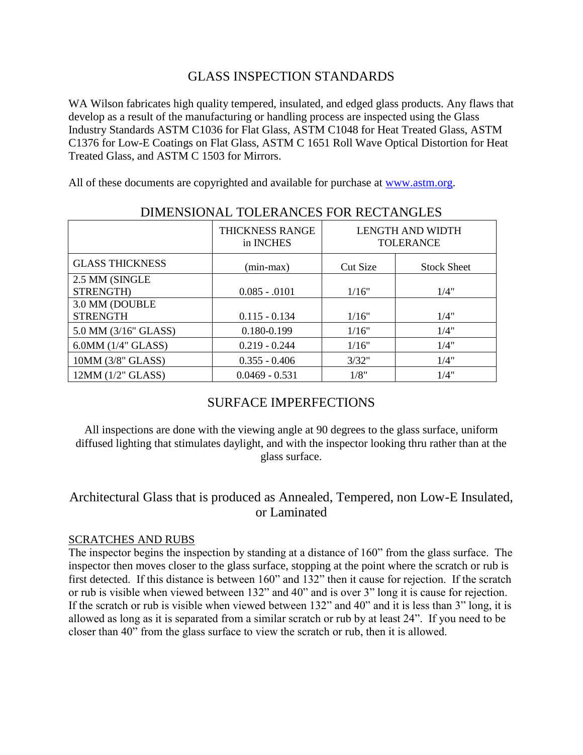# GLASS INSPECTION STANDARDS

WA Wilson fabricates high quality tempered, insulated, and edged glass products. Any flaws that develop as a result of the manufacturing or handling process are inspected using the Glass Industry Standards ASTM C1036 for Flat Glass, ASTM C1048 for Heat Treated Glass, ASTM C1376 for Low-E Coatings on Flat Glass, ASTM C 1651 Roll Wave Optical Distortion for Heat Treated Glass, and ASTM C 1503 for Mirrors.

All of these documents are copyrighted and available for purchase at [www.astm.org](http://www.astm.org).

## DIMENSIONAL TOLERANCES FOR RECTANGLES

| | THICKNESS RANGE in INCHES | LENGTH AND WIDTH TOLERANCE | |
|---|---|---|---|
| GLASS THICKNESS | (min-max) | Cut Size | Stock Sheet |
| 2.5 MM (SINGLE STRENGTH) | 0.085 - .0101 | 1/16" | 1/4" |
| 3.0 MM (DOUBLE STRENGTH | 0.115 - 0.134 | 1/16" | 1/4" |
| 5.0 MM (3/16" GLASS) | 0.180-0.199 | 1/16" | 1/4" |
| 6.0MM (1/4" GLASS) | 0.219 - 0.244 | 1/16" | 1/4" |
| 10MM (3/8" GLASS) | 0.355 - 0.406 | 3/32" | 1/4" |
| 12MM (1/2" GLASS) | 0.0469 - 0.531 | 1/8" | 1/4" |

## SURFACE IMPERFECTIONS

All inspections are done with the viewing angle at 90 degrees to the glass surface, uniform diffused lighting that stimulates daylight, and with the inspector looking thru rather than at the glass surface.

## Architectural Glass that is produced as Annealed, Tempered, non Low-E Insulated, or Laminated

### SCRATCHES AND RUBS

The inspector begins the inspection by standing at a distance of 160" from the glass surface. The inspector then moves closer to the glass surface, stopping at the point where the scratch or rub is first detected. If this distance is between 160" and 132" then it cause for rejection. If the scratch or rub is visible when viewed between 132" and 40" and is over 3" long it is cause for rejection. If the scratch or rub is visible when viewed between 132" and 40" and it is less than 3" long, it is allowed as long as it is separated from a similar scratch or rub by at least 24". If you need to be closer than 40" from the glass surface to view the scratch or rub, then it is allowed.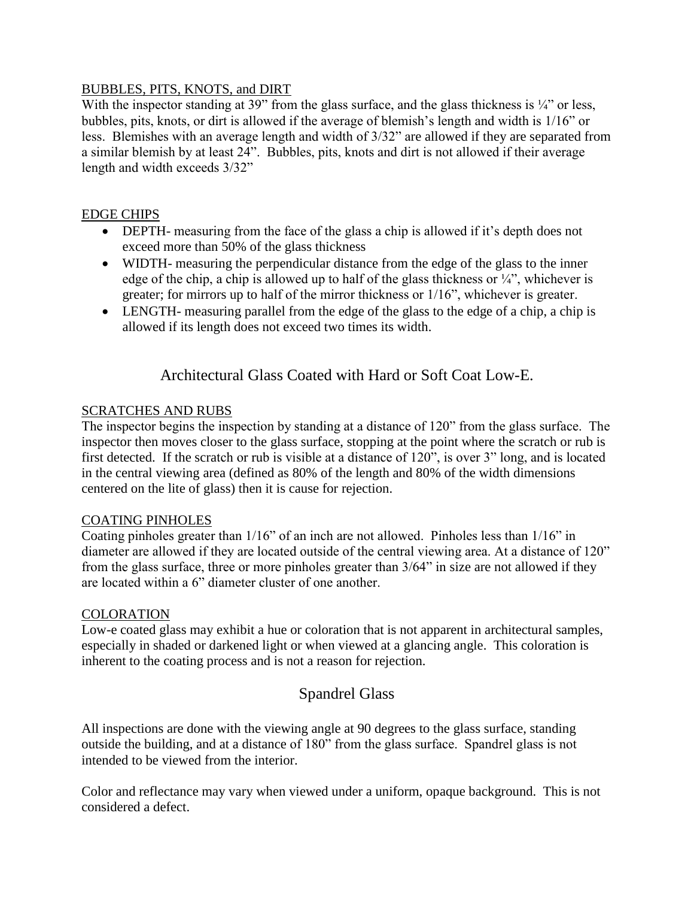BUBBLES, PITS, KNOTS, and DIRT

With the inspector standing at 39" from the glass surface, and the glass thickness is ¼" or less, bubbles, pits, knots, or dirt is allowed if the average of blemish's length and width is 1/16" or less. Blemishes with an average length and width of 3/32" are allowed if they are separated from a similar blemish by at least 24". Bubbles, pits, knots and dirt is not allowed if their average length and width exceeds 3/32"

EDGE CHIPS

- DEPTH- measuring from the face of the glass a chip is allowed if it's depth does not exceed more than 50% of the glass thickness
- WIDTH- measuring the perpendicular distance from the edge of the glass to the inner edge of the chip, a chip is allowed up to half of the glass thickness or ¼", whichever is greater; for mirrors up to half of the mirror thickness or 1/16", whichever is greater.
- LENGTH- measuring parallel from the edge of the glass to the edge of a chip, a chip is allowed if its length does not exceed two times its width.

## Architectural Glass Coated with Hard or Soft Coat Low-E.

SCRATCHES AND RUBS

The inspector begins the inspection by standing at a distance of 120" from the glass surface. The inspector then moves closer to the glass surface, stopping at the point where the scratch or rub is first detected. If the scratch or rub is visible at a distance of 120", is over 3" long, and is located in the central viewing area (defined as 80% of the length and 80% of the width dimensions centered on the lite of glass) then it is cause for rejection.

COATING PINHOLES

Coating pinholes greater than 1/16" of an inch are not allowed. Pinholes less than 1/16" in diameter are allowed if they are located outside of the central viewing area. At a distance of 120" from the glass surface, three or more pinholes greater than 3/64" in size are not allowed if they are located within a 6" diameter cluster of one another.

COLORATION

Low-e coated glass may exhibit a hue or coloration that is not apparent in architectural samples, especially in shaded or darkened light or when viewed at a glancing angle. This coloration is inherent to the coating process and is not a reason for rejection.

## Spandrel Glass

All inspections are done with the viewing angle at 90 degrees to the glass surface, standing outside the building, and at a distance of 180" from the glass surface. Spandrel glass is not intended to be viewed from the interior.

Color and reflectance may vary when viewed under a uniform, opaque background. This is not considered a defect.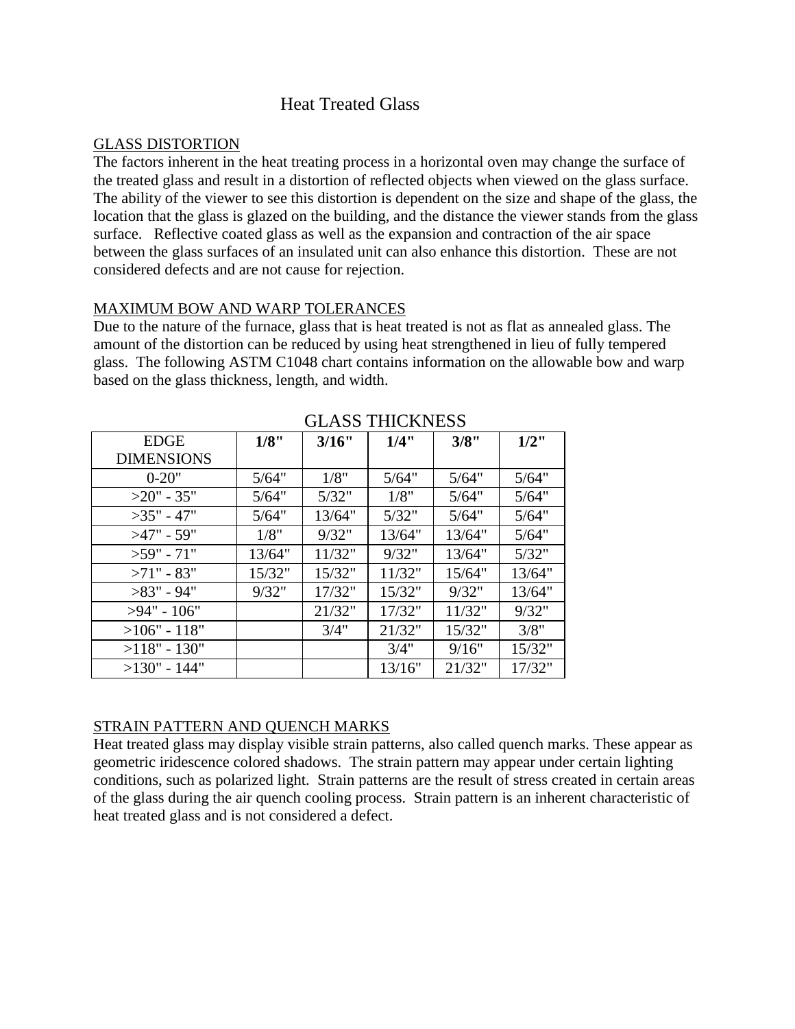# Heat Treated Glass

## GLASS DISTORTION

The factors inherent in the heat treating process in a horizontal oven may change the surface of the treated glass and result in a distortion of reflected objects when viewed on the glass surface. The ability of the viewer to see this distortion is dependent on the size and shape of the glass, the location that the glass is glazed on the building, and the distance the viewer stands from the glass surface. Reflective coated glass as well as the expansion and contraction of the air space between the glass surfaces of an insulated unit can also enhance this distortion. These are not considered defects and are not cause for rejection.

## MAXIMUM BOW AND WARP TOLERANCES

Due to the nature of the furnace, glass that is heat treated is not as flat as annealed glass. The amount of the distortion can be reduced by using heat strengthened in lieu of fully tempered glass. The following ASTM C1048 chart contains information on the allowable bow and warp based on the glass thickness, length, and width.

| | GLASS THICKNESS | | | | |
|---|---|---|---|---|---|
| EDGE DIMENSIONS | **1/8"** | **3/16"** | **1/4"** | **3/8"** | **1/2"** |
| 0-20" | 5/64" | 1/8" | 5/64" | 5/64" | 5/64" |
| >20" - 35" | 5/64" | 5/32" | 1/8" | 5/64" | 5/64" |
| >35" - 47" | 5/64" | 13/64" | 5/32" | 5/64" | 5/64" |
| >47" - 59" | 1/8" | 9/32" | 13/64" | 13/64" | 5/64" |
| >59" - 71" | 13/64" | 11/32" | 9/32" | 13/64" | 5/32" |
| >71" - 83" | 15/32" | 15/32" | 11/32" | 15/64" | 13/64" |
| >83" - 94" | 9/32" | 17/32" | 15/32" | 9/32" | 13/64" |
| >94" - 106" | | 21/32" | 17/32" | 11/32" | 9/32" |
| >106" - 118" | | 3/4" | 21/32" | 15/32" | 3/8" |
| >118" - 130" | | | 3/4" | 9/16" | 15/32" |
| >130" - 144" | | | 13/16" | 21/32" | 17/32" |

## STRAIN PATTERN AND QUENCH MARKS

Heat treated glass may display visible strain patterns, also called quench marks. These appear as geometric iridescence colored shadows. The strain pattern may appear under certain lighting conditions, such as polarized light. Strain patterns are the result of stress created in certain areas of the glass during the air quench cooling process. Strain pattern is an inherent characteristic of heat treated glass and is not considered a defect.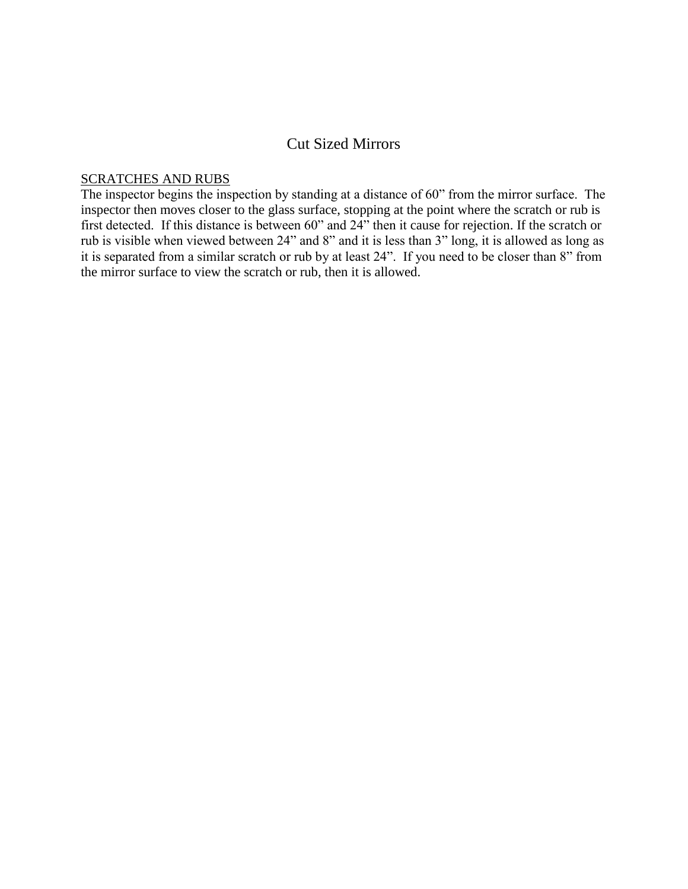# Cut Sized Mirrors

<u>SCRATCHES AND RUBS</u>

The inspector begins the inspection by standing at a distance of 60" from the mirror surface. The inspector then moves closer to the glass surface, stopping at the point where the scratch or rub is first detected. If this distance is between 60" and 24" then it cause for rejection. If the scratch or rub is visible when viewed between 24" and 8" and it is less than 3" long, it is allowed as long as it is separated from a similar scratch or rub by at least 24". If you need to be closer than 8" from the mirror surface to view the scratch or rub, then it is allowed.